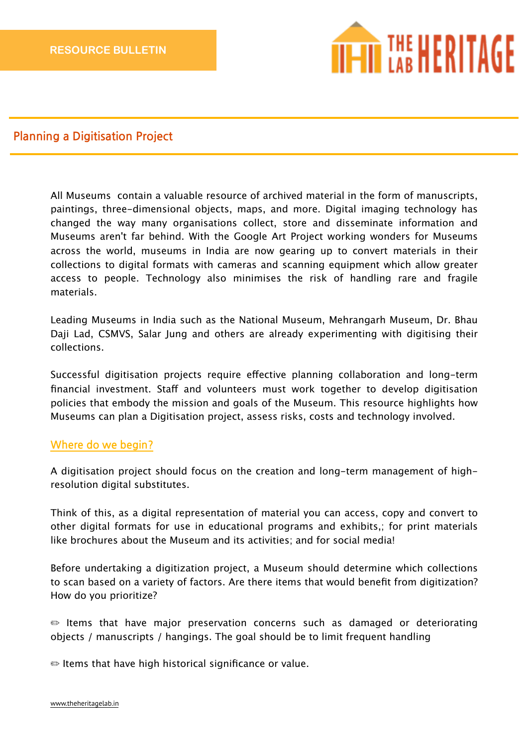RESOURCE BULLETIN

# Planning a Digitisation Project

All Museums contain a valuable resource of archived material in the form of manuscripts, paintings, three-dimensional objects, maps, and more. Digital imaging technology has changed the way many organisations collect, store and disseminate information and Museums aren't far behind. With the Google Art Project working wonders for Museums across the world, museums in India are now gearing up to convert materials in their collections to digital formats with cameras and scanning equipment which allow greater access to people. Technology also minimises the risk of handling rare and fragile materials.

Leading Museums in India such as the National Museum, Mehrangarh Museum, Dr. Bhau Daji Lad, CSMVS, Salar Jung and others are already experimenting with digitising their collections.

Successful digitisation projects require effective planning collaboration and long-term financial investment. Staff and volunteers must work together to develop digitisation policies that embody the mission and goals of the Museum. This resource highlights how Museums can plan a Digitisation project, assess risks, costs and technology involved.

## Where do we begin?

A digitisation project should focus on the creation and long-term management of high-resolution digital substitutes.

Think of this, as a digital representation of material you can access, copy and convert to other digital formats for use in educational programs and exhibits,; for print materials like brochures about the Museum and its activities; and for social media!

Before undertaking a digitization project, a Museum should determine which collections to scan based on a variety of factors. Are there items that would benefit from digitization? How do you prioritize?

✏ Items that have major preservation concerns such as damaged or deteriorating objects / manuscripts / hangings. The goal should be to limit frequent handling

✏ Items that have high historical significance or value.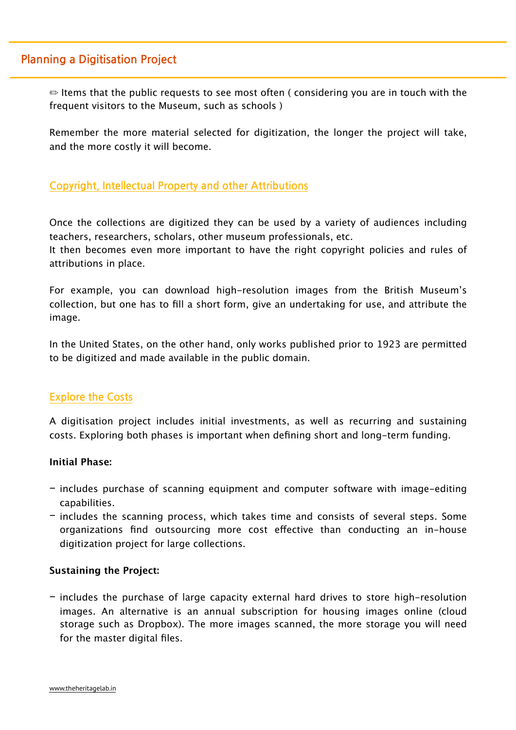✏ Items that the public requests to see most often ( considering you are in touch with the frequent visitors to the Museum, such as schools )

Remember the more material selected for digitization, the longer the project will take, and the more costly it will become.

### Copyright, Intellectual Property and other Attributions

Once the collections are digitized they can be used by a variety of audiences including teachers, researchers, scholars, other museum professionals, etc.
It then becomes even more important to have the right copyright policies and rules of attributions in place.

For example, you can download high-resolution images from the British Museum's collection, but one has to fill a short form, give an undertaking for use, and attribute the image.

In the United States, on the other hand, only works published prior to 1923 are permitted to be digitized and made available in the public domain.

### Explore the Costs

A digitisation project includes initial investments, as well as recurring and sustaining costs. Exploring both phases is important when defining short and long-term funding.

**Initial Phase:**

- includes purchase of scanning equipment and computer software with image-editing capabilities.
- includes the scanning process, which takes time and consists of several steps. Some organizations find outsourcing more cost effective than conducting an in-house digitization project for large collections.

**Sustaining the Project:**

- includes the purchase of large capacity external hard drives to store high-resolution images. An alternative is an annual subscription for housing images online (cloud storage such as Dropbox). The more images scanned, the more storage you will need for the master digital files.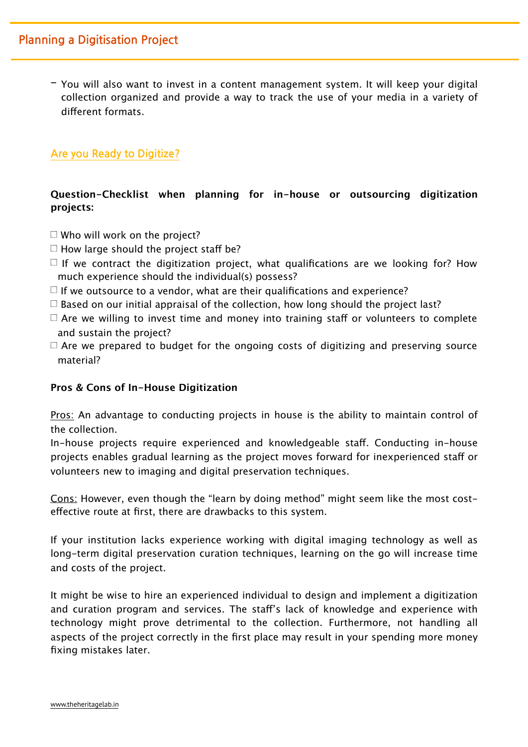- You will also want to invest in a content management system. It will keep your digital collection organized and provide a way to track the use of your media in a variety of different formats.

## Are you Ready to Digitize?

**Question-Checklist when planning for in-house or outsourcing digitization projects:**

- ☐ Who will work on the project?
- ☐ How large should the project staff be?
- ☐ If we contract the digitization project, what qualifications are we looking for? How much experience should the individual(s) possess?
- ☐ If we outsource to a vendor, what are their qualifications and experience?
- ☐ Based on our initial appraisal of the collection, how long should the project last?
- ☐ Are we willing to invest time and money into training staff or volunteers to complete and sustain the project?
- ☐ Are we prepared to budget for the ongoing costs of digitizing and preserving source material?

**Pros & Cons of In-House Digitization**

Pros: An advantage to conducting projects in house is the ability to maintain control of the collection.
In-house projects require experienced and knowledgeable staff. Conducting in-house projects enables gradual learning as the project moves forward for inexperienced staff or volunteers new to imaging and digital preservation techniques.

Cons: However, even though the "learn by doing method" might seem like the most cost-effective route at first, there are drawbacks to this system.

If your institution lacks experience working with digital imaging technology as well as long-term digital preservation curation techniques, learning on the go will increase time and costs of the project.

It might be wise to hire an experienced individual to design and implement a digitization and curation program and services. The staff's lack of knowledge and experience with technology might prove detrimental to the collection. Furthermore, not handling all aspects of the project correctly in the first place may result in your spending more money fixing mistakes later.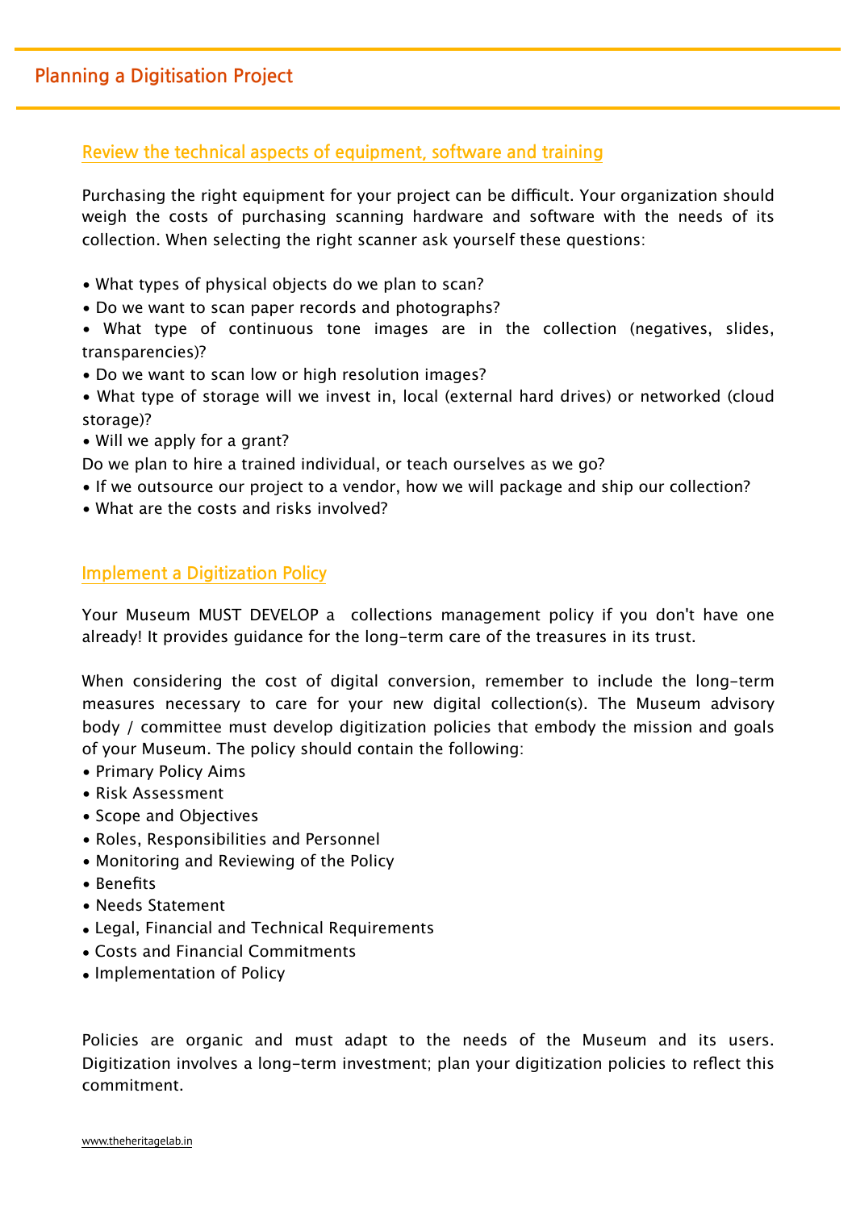## Planning a Digitisation Project

### Review the technical aspects of equipment, software and training

Purchasing the right equipment for your project can be difficult. Your organization should weigh the costs of purchasing scanning hardware and software with the needs of its collection. When selecting the right scanner ask yourself these questions:

- What types of physical objects do we plan to scan?
- Do we want to scan paper records and photographs?
- What type of continuous tone images are in the collection (negatives, slides, transparencies)?
- Do we want to scan low or high resolution images?
- What type of storage will we invest in, local (external hard drives) or networked (cloud storage)?
- Will we apply for a grant?

Do we plan to hire a trained individual, or teach ourselves as we go?

- If we outsource our project to a vendor, how we will package and ship our collection?
- What are the costs and risks involved?

### Implement a Digitization Policy

Your Museum MUST DEVELOP a collections management policy if you don't have one already! It provides guidance for the long-term care of the treasures in its trust.

When considering the cost of digital conversion, remember to include the long-term measures necessary to care for your new digital collection(s). The Museum advisory body / committee must develop digitization policies that embody the mission and goals of your Museum. The policy should contain the following:

- Primary Policy Aims
- Risk Assessment
- Scope and Objectives
- Roles, Responsibilities and Personnel
- Monitoring and Reviewing of the Policy
- Benefits
- Needs Statement
- Legal, Financial and Technical Requirements
- Costs and Financial Commitments
- Implementation of Policy

Policies are organic and must adapt to the needs of the Museum and its users. Digitization involves a long-term investment; plan your digitization policies to reflect this commitment.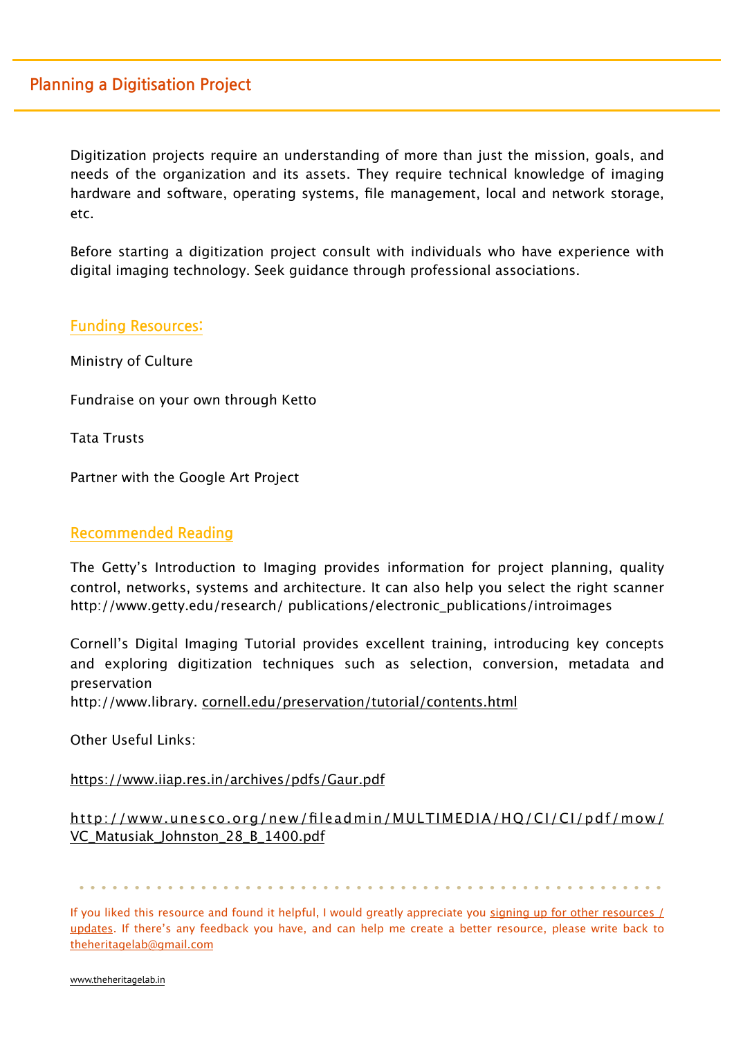## Planning a Digitisation Project

Digitization projects require an understanding of more than just the mission, goals, and needs of the organization and its assets. They require technical knowledge of imaging hardware and software, operating systems, file management, local and network storage, etc.

Before starting a digitization project consult with individuals who have experience with digital imaging technology. Seek guidance through professional associations.

### Funding Resources:

Ministry of Culture

Fundraise on your own through Ketto

Tata Trusts

Partner with the Google Art Project

### Recommended Reading

The Getty's Introduction to Imaging provides information for project planning, quality control, networks, systems and architecture. It can also help you select the right scanner http://www.getty.edu/research/ publications/electronic_publications/introimages

Cornell's Digital Imaging Tutorial provides excellent training, introducing key concepts and exploring digitization techniques such as selection, conversion, metadata and preservation
http://www.library. cornell.edu/preservation/tutorial/contents.html

Other Useful Links:

https://www.iiap.res.in/archives/pdfs/Gaur.pdf

http://www.unesco.org/new/fileadmin/MULTIMEDIA/HQ/CI/CI/pdf/mow/VC_Matusiak_Johnston_28_B_1400.pdf

---

If you liked this resource and found it helpful, I would greatly appreciate you signing up for other resources / updates. If there's any feedback you have, and can help me create a better resource, please write back to theheritagelab@gmail.com

www.theheritagelab.in